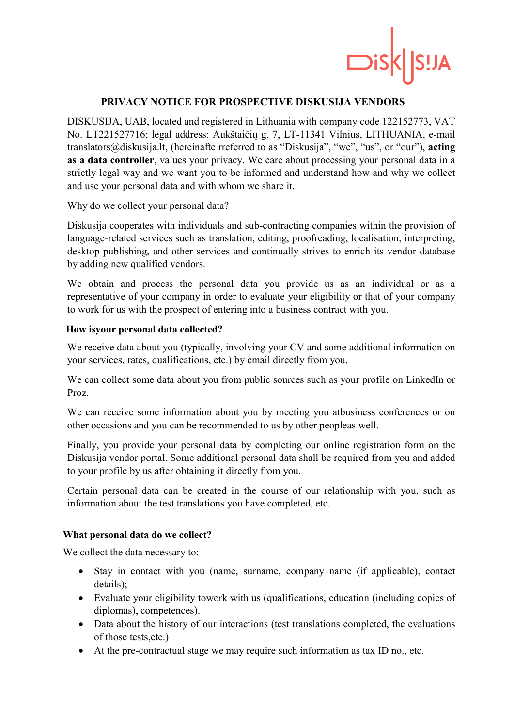# PRIVACY NOTICE FOR PROSPECTIVE DISKUSIJA VENDORS

DISKUSIJA, UAB, located and registered in Lithuania with company code 122152773, VAT No. LT221527716; legal address: Aukštaičių g. 7, LT-11341 Vilnius, LITHUANIA, e-mail translators@diskusija.lt, (hereinafte rreferred to as "Diskusija", "we", "us", or "our"), **acting as a data controller**, values your privacy. We care about processing your personal data in a strictly legal way and we want you to be informed and understand how and why we collect and use your personal data and with whom we share it.

Why do we collect your personal data?

Diskusija cooperates with individuals and sub-contracting companies within the provision of language-related services such as translation, editing, proofreading, localisation, interpreting, desktop publishing, and other services and continually strives to enrich its vendor database by adding new qualified vendors.

We obtain and process the personal data you provide us as an individual or as a representative of your company in order to evaluate your eligibility or that of your company to work for us with the prospect of entering into a business contract with you.

**How isyour personal data collected?**

We receive data about you (typically, involving your CV and some additional information on your services, rates, qualifications, etc.) by email directly from you.

We can collect some data about you from public sources such as your profile on LinkedIn or Proz.

We can receive some information about you by meeting you atbusiness conferences or on other occasions and you can be recommended to us by other peopleas well.

Finally, you provide your personal data by completing our online registration form on the Diskusija vendor portal. Some additional personal data shall be required from you and added to your profile by us after obtaining it directly from you.

Certain personal data can be created in the course of our relationship with you, such as information about the test translations you have completed, etc.

**What personal data do we collect?**

We collect the data necessary to:

- Stay in contact with you (name, surname, company name (if applicable), contact details);
- Evaluate your eligibility towork with us (qualifications, education (including copies of diplomas), competences).
- Data about the history of our interactions (test translations completed, the evaluations of those tests,etc.)
- At the pre-contractual stage we may require such information as tax ID no., etc.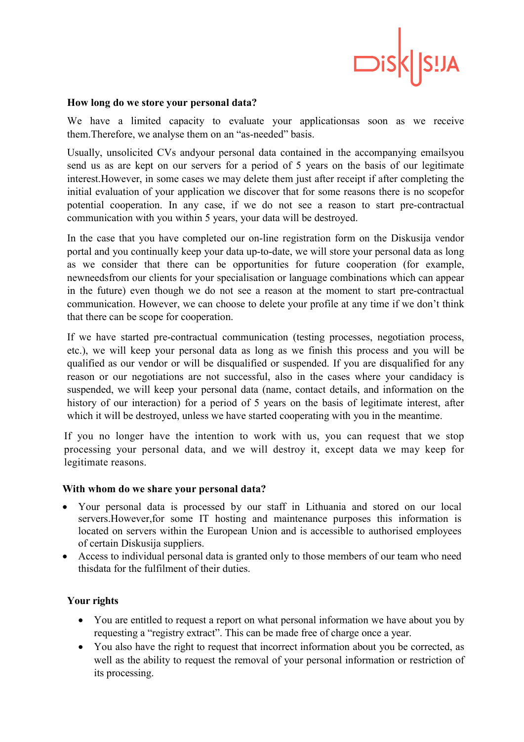**How long do we store your personal data?**

We have a limited capacity to evaluate your applicationsas soon as we receive them.Therefore, we analyse them on an "as-needed" basis.

Usually, unsolicited CVs andyour personal data contained in the accompanying emailsyou send us as are kept on our servers for a period of 5 years on the basis of our legitimate interest.However, in some cases we may delete them just after receipt if after completing the initial evaluation of your application we discover that for some reasons there is no scopefor potential cooperation. In any case, if we do not see a reason to start pre-contractual communication with you within 5 years, your data will be destroyed.

In the case that you have completed our on-line registration form on the Diskusija vendor portal and you continually keep your data up-to-date, we will store your personal data as long as we consider that there can be opportunities for future cooperation (for example, newneedsfrom our clients for your specialisation or language combinations which can appear in the future) even though we do not see a reason at the moment to start pre-contractual communication. However, we can choose to delete your profile at any time if we don't think that there can be scope for cooperation.

If we have started pre-contractual communication (testing processes, negotiation process, etc.), we will keep your personal data as long as we finish this process and you will be qualified as our vendor or will be disqualified or suspended. If you are disqualified for any reason or our negotiations are not successful, also in the cases where your candidacy is suspended, we will keep your personal data (name, contact details, and information on the history of our interaction) for a period of 5 years on the basis of legitimate interest, after which it will be destroyed, unless we have started cooperating with you in the meantime.

If you no longer have the intention to work with us, you can request that we stop processing your personal data, and we will destroy it, except data we may keep for legitimate reasons.

**With whom do we share your personal data?**

- Your personal data is processed by our staff in Lithuania and stored on our local servers.However,for some IT hosting and maintenance purposes this information is located on servers within the European Union and is accessible to authorised employees of certain Diskusija suppliers.
- Access to individual personal data is granted only to those members of our team who need thisdata for the fulfilment of their duties.

**Your rights**

- You are entitled to request a report on what personal information we have about you by requesting a "registry extract". This can be made free of charge once a year.
- You also have the right to request that incorrect information about you be corrected, as well as the ability to request the removal of your personal information or restriction of its processing.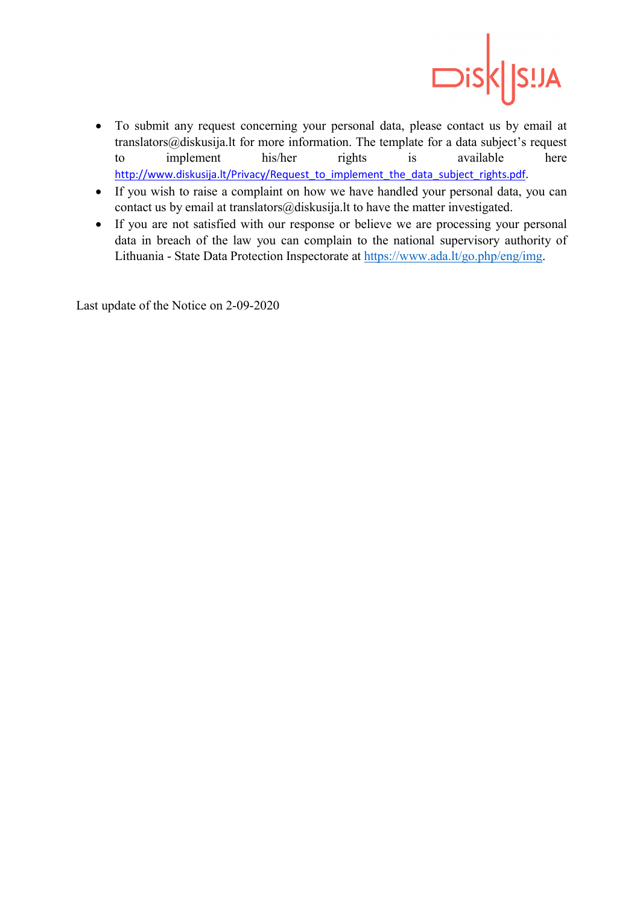- To submit any request concerning your personal data, please contact us by email at translators@diskusija.lt for more information. The template for a data subject's request to implement his/her rights is available here http://www.diskusija.lt/Privacy/Request_to_implement_the_data_subject_rights.pdf.
- If you wish to raise a complaint on how we have handled your personal data, you can contact us by email at translators@diskusija.lt to have the matter investigated.
- If you are not satisfied with our response or believe we are processing your personal data in breach of the law you can complain to the national supervisory authority of Lithuania - State Data Protection Inspectorate at https://www.ada.lt/go.php/eng/img.

Last update of the Notice on 2-09-2020